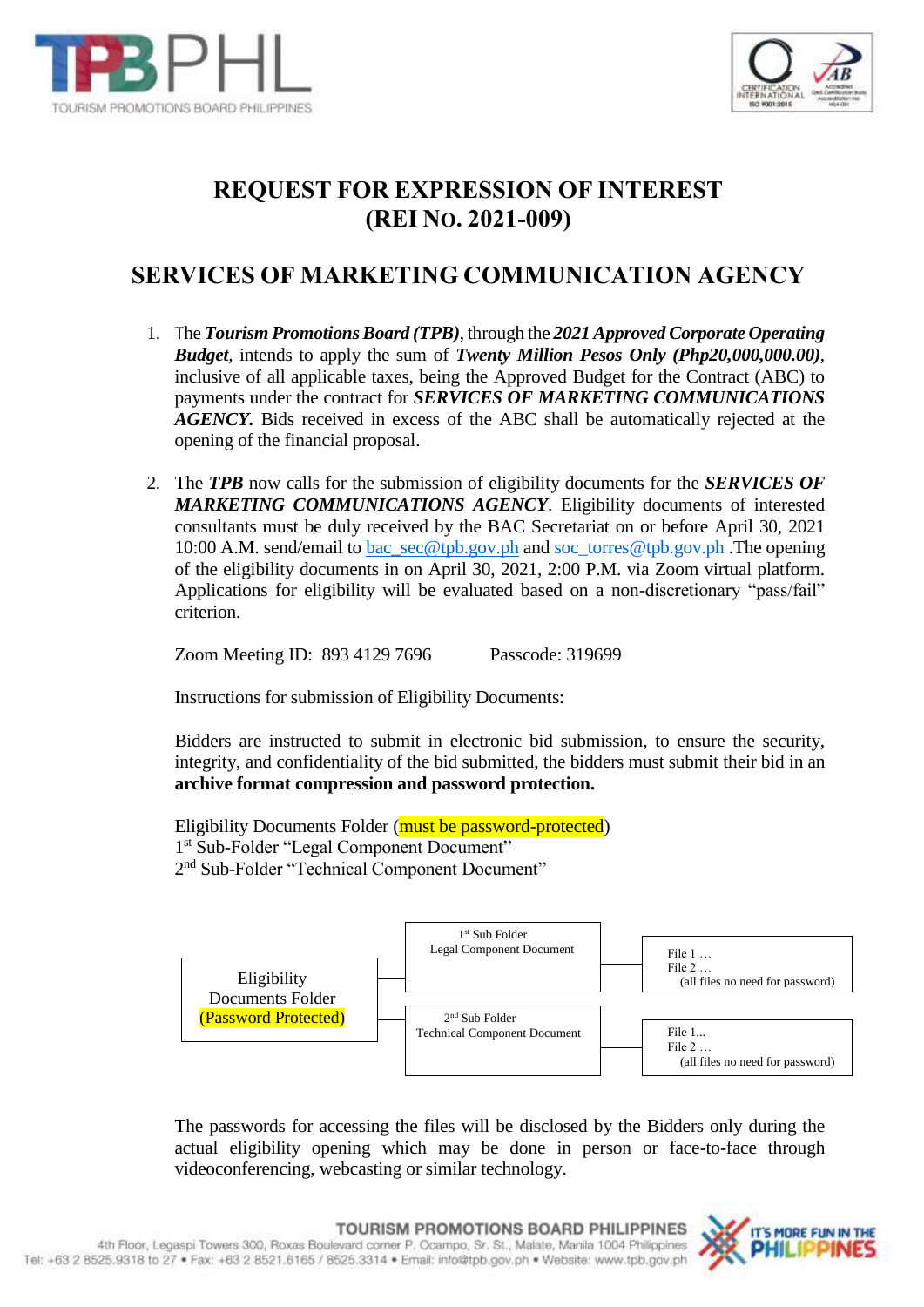# REQUEST FOR EXPRESSION OF INTEREST
# (REI NO. 2021-009)

## SERVICES OF MARKETING COMMUNICATION AGENCY

1. The ***Tourism Promotions Board (TPB)***, through the ***2021 Approved Corporate Operating Budget***, intends to apply the sum of ***Twenty Million Pesos Only (Php20,000,000.00)***, inclusive of all applicable taxes, being the Approved Budget for the Contract (ABC) to payments under the contract for ***SERVICES OF MARKETING COMMUNICATIONS AGENCY.*** Bids received in excess of the ABC shall be automatically rejected at the opening of the financial proposal.

2. The ***TPB*** now calls for the submission of eligibility documents for the ***SERVICES OF MARKETING COMMUNICATIONS AGENCY***. Eligibility documents of interested consultants must be duly received by the BAC Secretariat on or before April 30, 2021 10:00 A.M. send/email to bac_sec@tpb.gov.ph and soc_torres@tpb.gov.ph .The opening of the eligibility documents in on April 30, 2021, 2:00 P.M. via Zoom virtual platform. Applications for eligibility will be evaluated based on a non-discretionary "pass/fail" criterion.

   Zoom Meeting ID: 893 4129 7696 Passcode: 319699

   Instructions for submission of Eligibility Documents:

   Bidders are instructed to submit in electronic bid submission, to ensure the security, integrity, and confidentiality of the bid submitted, the bidders must submit their bid in an **archive format compression and password protection.**

   Eligibility Documents Folder (must be password-protected)
   1st Sub-Folder "Legal Component Document"
   2nd Sub-Folder "Technical Component Document"

   - Eligibility Documents Folder (Password Protected)
     - 1st Sub Folder Legal Component Document
       - File 1 …
       - File 2 …
       - (all files no need for password)
     - 2nd Sub Folder Technical Component Document
       - File 1...
       - File 2 …
       - (all files no need for password)

   The passwords for accessing the files will be disclosed by the Bidders only during the actual eligibility opening which may be done in person or face-to-face through videoconferencing, webcasting or similar technology.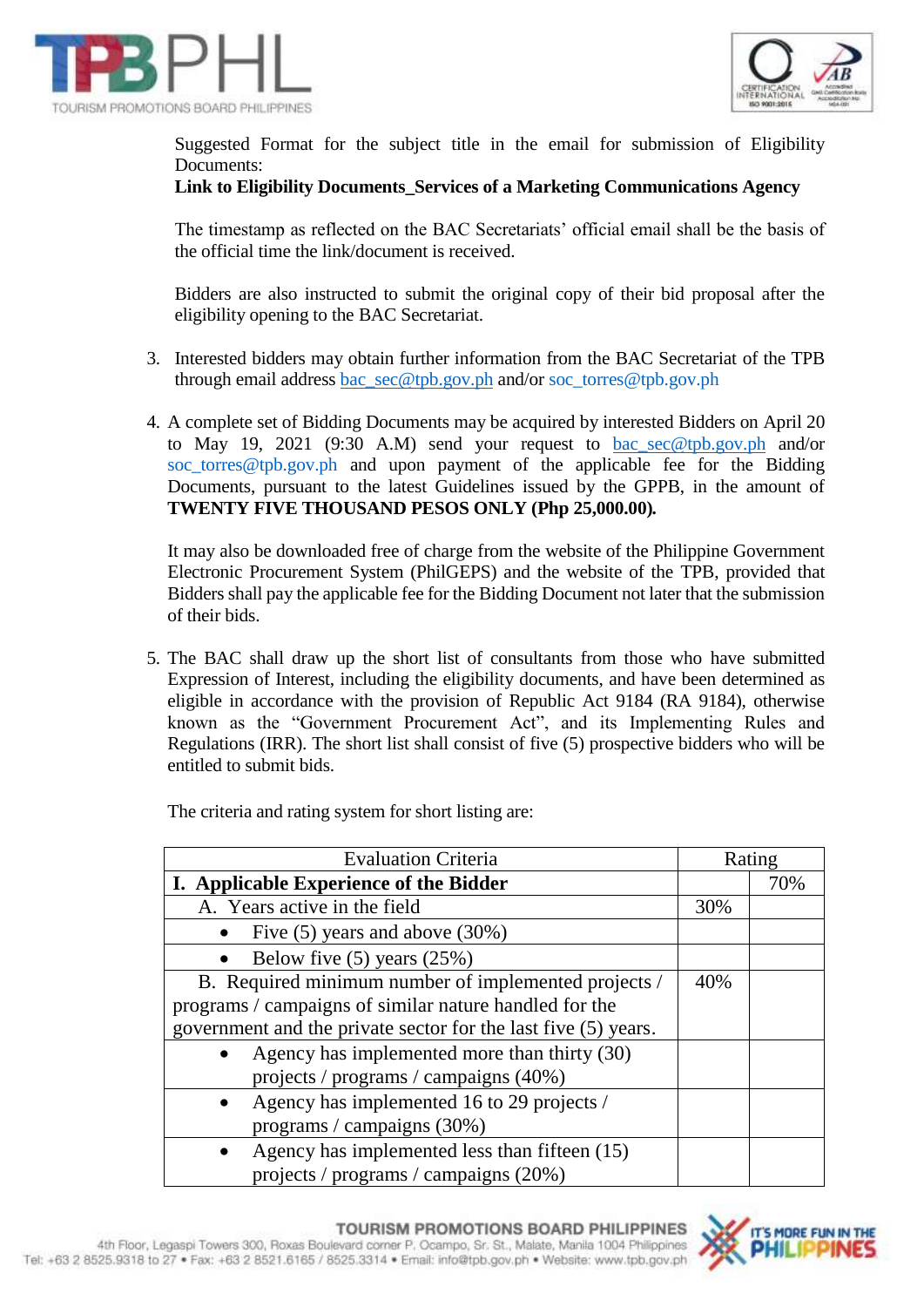Suggested Format for the subject title in the email for submission of Eligibility Documents:
**Link to Eligibility Documents_Services of a Marketing Communications Agency**

The timestamp as reflected on the BAC Secretariats' official email shall be the basis of the official time the link/document is received.

Bidders are also instructed to submit the original copy of their bid proposal after the eligibility opening to the BAC Secretariat.

3. Interested bidders may obtain further information from the BAC Secretariat of the TPB through email address bac_sec@tpb.gov.ph and/or soc_torres@tpb.gov.ph

4. A complete set of Bidding Documents may be acquired by interested Bidders on April 20 to May 19, 2021 (9:30 A.M) send your request to bac_sec@tpb.gov.ph and/or soc_torres@tpb.gov.ph and upon payment of the applicable fee for the Bidding Documents, pursuant to the latest Guidelines issued by the GPPB, in the amount of **TWENTY FIVE THOUSAND PESOS ONLY (Php 25,000.00).**

   It may also be downloaded free of charge from the website of the Philippine Government Electronic Procurement System (PhilGEPS) and the website of the TPB, provided that Bidders shall pay the applicable fee for the Bidding Document not later that the submission of their bids.

5. The BAC shall draw up the short list of consultants from those who have submitted Expression of Interest, including the eligibility documents, and have been determined as eligible in accordance with the provision of Republic Act 9184 (RA 9184), otherwise known as the "Government Procurement Act", and its Implementing Rules and Regulations (IRR). The short list shall consist of five (5) prospective bidders who will be entitled to submit bids.

   The criteria and rating system for short listing are:

| Evaluation Criteria | Rating | |
|---|---|---|
| **I. Applicable Experience of the Bidder** | | 70% |
| A. Years active in the field | 30% | |
| • Five (5) years and above (30%) | | |
| • Below five (5) years (25%) | | |
| B. Required minimum number of implemented projects / programs / campaigns of similar nature handled for the government and the private sector for the last five (5) years. | 40% | |
| • Agency has implemented more than thirty (30) projects / programs / campaigns (40%) | | |
| • Agency has implemented 16 to 29 projects / programs / campaigns (30%) | | |
| • Agency has implemented less than fifteen (15) projects / programs / campaigns (20%) | | |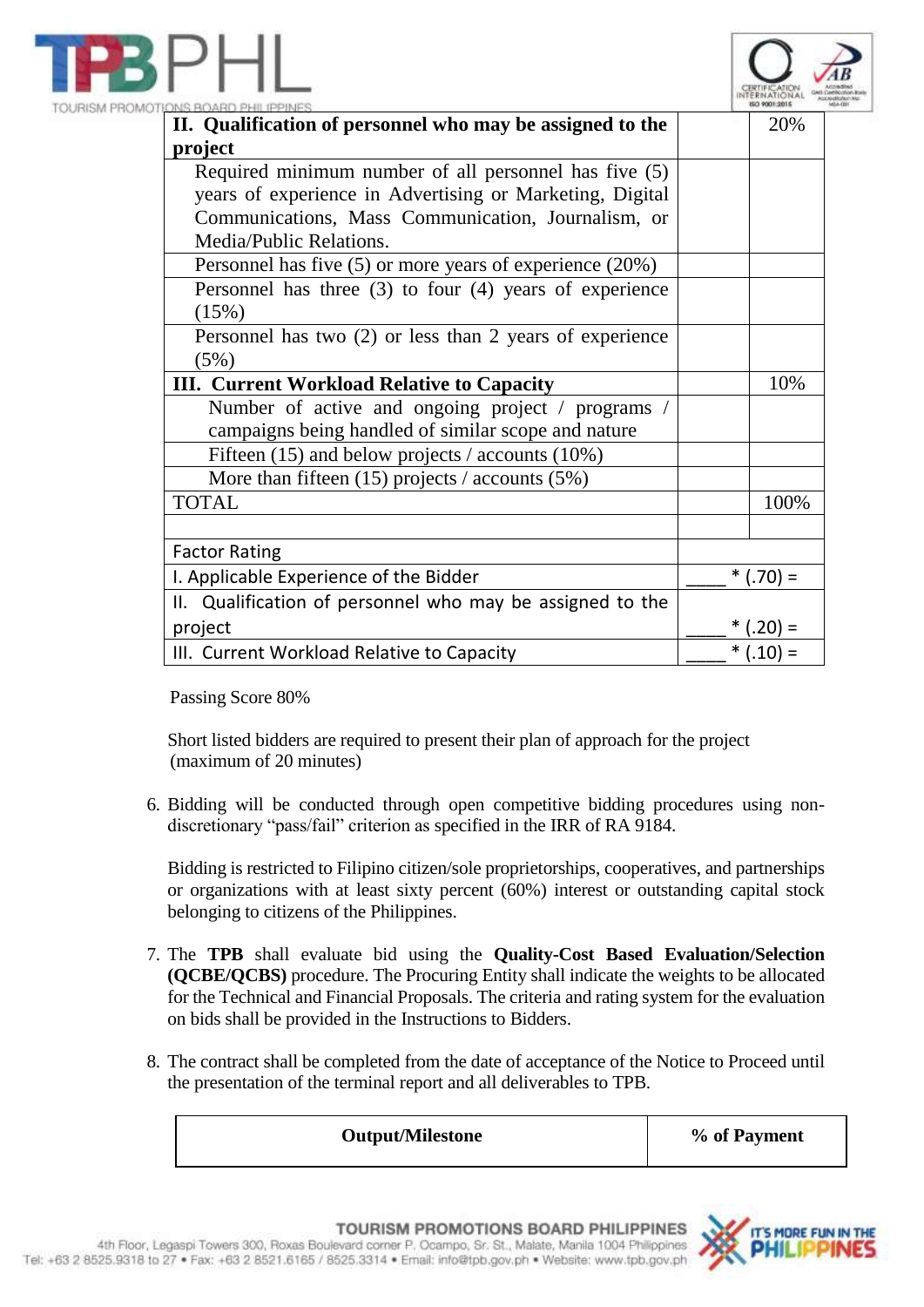| | | |
|---|---|---|
| **II. Qualification of personnel who may be assigned to the project** | | 20% |
| Required minimum number of all personnel has five (5) years of experience in Advertising or Marketing, Digital Communications, Mass Communication, Journalism, or Media/Public Relations. | | |
| Personnel has five (5) or more years of experience (20%) | | |
| Personnel has three (3) to four (4) years of experience (15%) | | |
| Personnel has two (2) or less than 2 years of experience (5%) | | |
| **III. Current Workload Relative to Capacity** | | 10% |
| Number of active and ongoing project / programs / campaigns being handled of similar scope and nature | | |
| Fifteen (15) and below projects / accounts (10%) | | |
| More than fifteen (15) projects / accounts (5%) | | |
| TOTAL | | 100% |
| | | |
| Factor Rating | | |
| I. Applicable Experience of the Bidder | ____ * (.70) = | |
| II. Qualification of personnel who may be assigned to the project | ____ * (.20) = | |
| III. Current Workload Relative to Capacity | ____ * (.10) = | |

Passing Score 80%

Short listed bidders are required to present their plan of approach for the project (maximum of 20 minutes)

6. Bidding will be conducted through open competitive bidding procedures using non-discretionary "pass/fail" criterion as specified in the IRR of RA 9184.

   Bidding is restricted to Filipino citizen/sole proprietorships, cooperatives, and partnerships or organizations with at least sixty percent (60%) interest or outstanding capital stock belonging to citizens of the Philippines.

7. The **TPB** shall evaluate bid using the **Quality-Cost Based Evaluation/Selection (QCBE/QCBS)** procedure. The Procuring Entity shall indicate the weights to be allocated for the Technical and Financial Proposals. The criteria and rating system for the evaluation on bids shall be provided in the Instructions to Bidders.

8. The contract shall be completed from the date of acceptance of the Notice to Proceed until the presentation of the terminal report and all deliverables to TPB.

| **Output/Milestone** | **% of Payment** |
|---|---|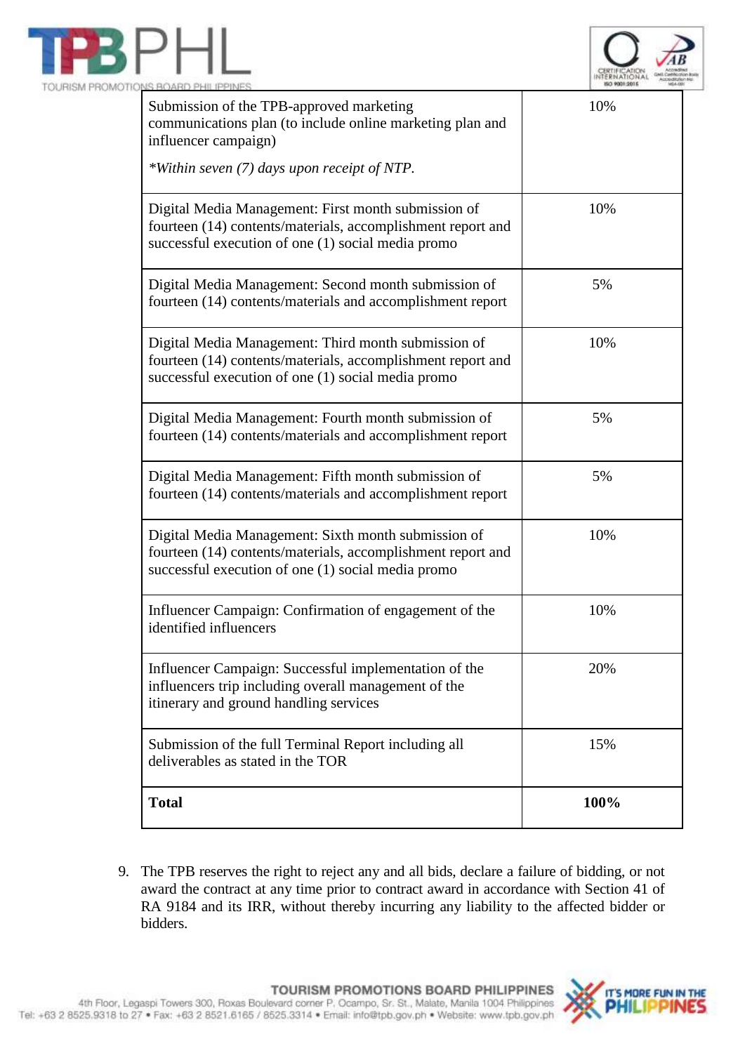| | |
|---|---|
| Submission of the TPB-approved marketing communications plan (to include online marketing plan and influencer campaign)<br><br>*\*Within seven (7) days upon receipt of NTP.* | 10% |
| Digital Media Management: First month submission of fourteen (14) contents/materials, accomplishment report and successful execution of one (1) social media promo | 10% |
| Digital Media Management: Second month submission of fourteen (14) contents/materials and accomplishment report | 5% |
| Digital Media Management: Third month submission of fourteen (14) contents/materials, accomplishment report and successful execution of one (1) social media promo | 10% |
| Digital Media Management: Fourth month submission of fourteen (14) contents/materials and accomplishment report | 5% |
| Digital Media Management: Fifth month submission of fourteen (14) contents/materials and accomplishment report | 5% |
| Digital Media Management: Sixth month submission of fourteen (14) contents/materials, accomplishment report and successful execution of one (1) social media promo | 10% |
| Influencer Campaign: Confirmation of engagement of the identified influencers | 10% |
| Influencer Campaign: Successful implementation of the influencers trip including overall management of the itinerary and ground handling services | 20% |
| Submission of the full Terminal Report including all deliverables as stated in the TOR | 15% |
| **Total** | **100%** |

9. The TPB reserves the right to reject any and all bids, declare a failure of bidding, or not award the contract at any time prior to contract award in accordance with Section 41 of RA 9184 and its IRR, without thereby incurring any liability to the affected bidder or bidders.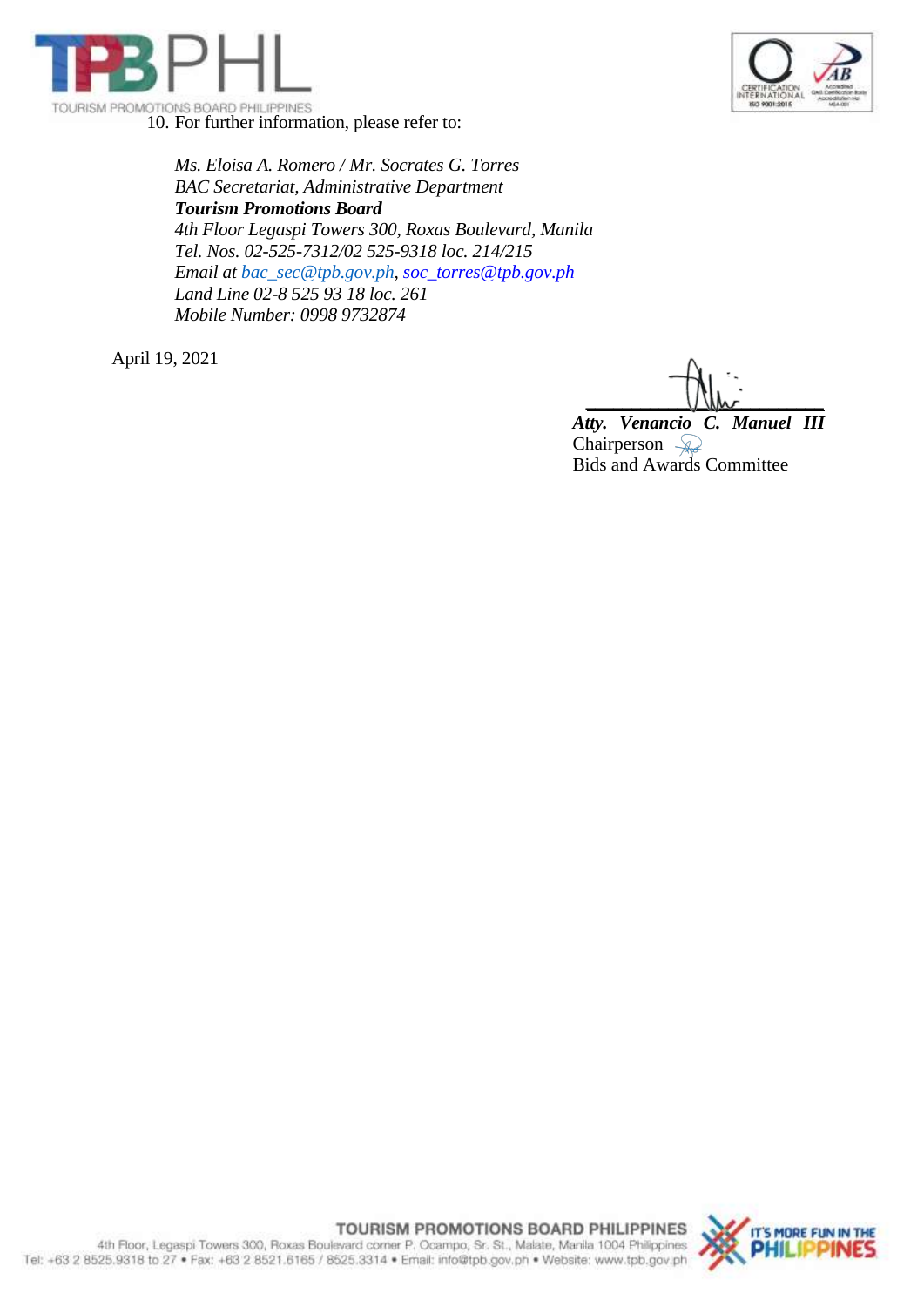10. For further information, please refer to:

*Ms. Eloisa A. Romero / Mr. Socrates G. Torres*
*BAC Secretariat, Administrative Department*
***Tourism Promotions Board***
*4th Floor Legaspi Towers 300, Roxas Boulevard, Manila*
*Tel. Nos. 02-525-7312/02 525-9318 loc. 214/215*
*Email at bac_sec@tpb.gov.ph, soc_torres@tpb.gov.ph*
*Land Line 02-8 525 93 18 loc. 261*
*Mobile Number: 0998 9732874*

April 19, 2021

***Atty. Venancio C. Manuel III***
Chairperson
Bids and Awards Committee